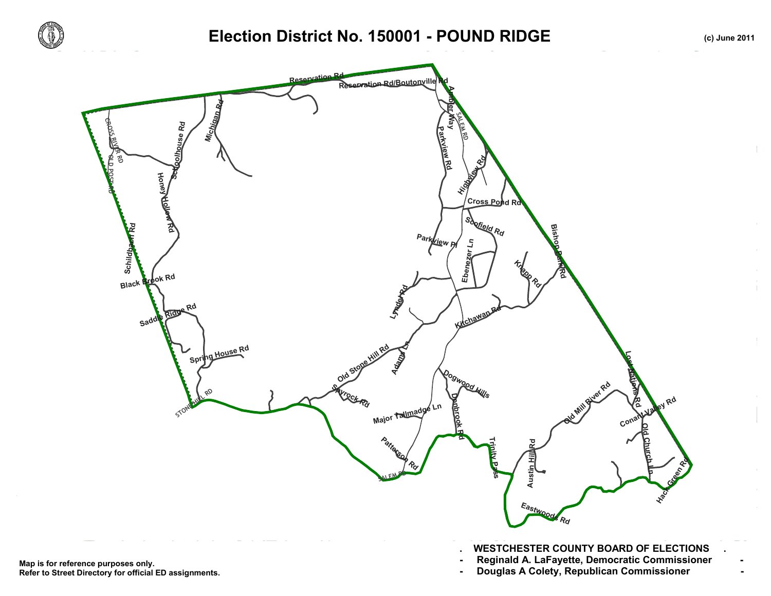# Election District No. 150001 - POUND RIDGE

(c) June 2011

Reservation Rd
Reservation Rd/Boutonville Rd
Ambler Way
SALEM RD
Parkview Rd
Highview Rd
Cross Pond Rd
Scofield Rd
Parkview Pl
Ebenezer Ln
Bishop Park Rd
Knapp Rd
Kitchawan Rd
Lynder Rd
Adams Ln
Old Stone Hill Rd
Skyrock Rd
Major Tallmadge Ln
Dogwood Hills
Donbrook Rd
Trinity Pass
Patterson Rd
SALEM RD
Eastwoods Rd
Austin Hill Rd
Old Mill River Rd
Lost Nations Rd
Conant Valley Rd
Old Church Ln
Hack Green Rd
CROSS RIVER RD
OLD POST RD
Schoolhouse Rd
Michigan Rd
Honey Hollow Rd
Schildbach Rd
Black Brook Rd
Saddle Ridge Rd
Spring House Rd
STONE HILL RD

Map is for reference purposes only.
Refer to Street Directory for official ED assignments.

**WESTCHESTER COUNTY BOARD OF ELECTIONS**
**Reginald A. LaFayette, Democratic Commissioner**
**Douglas A Colety, Republican Commissioner**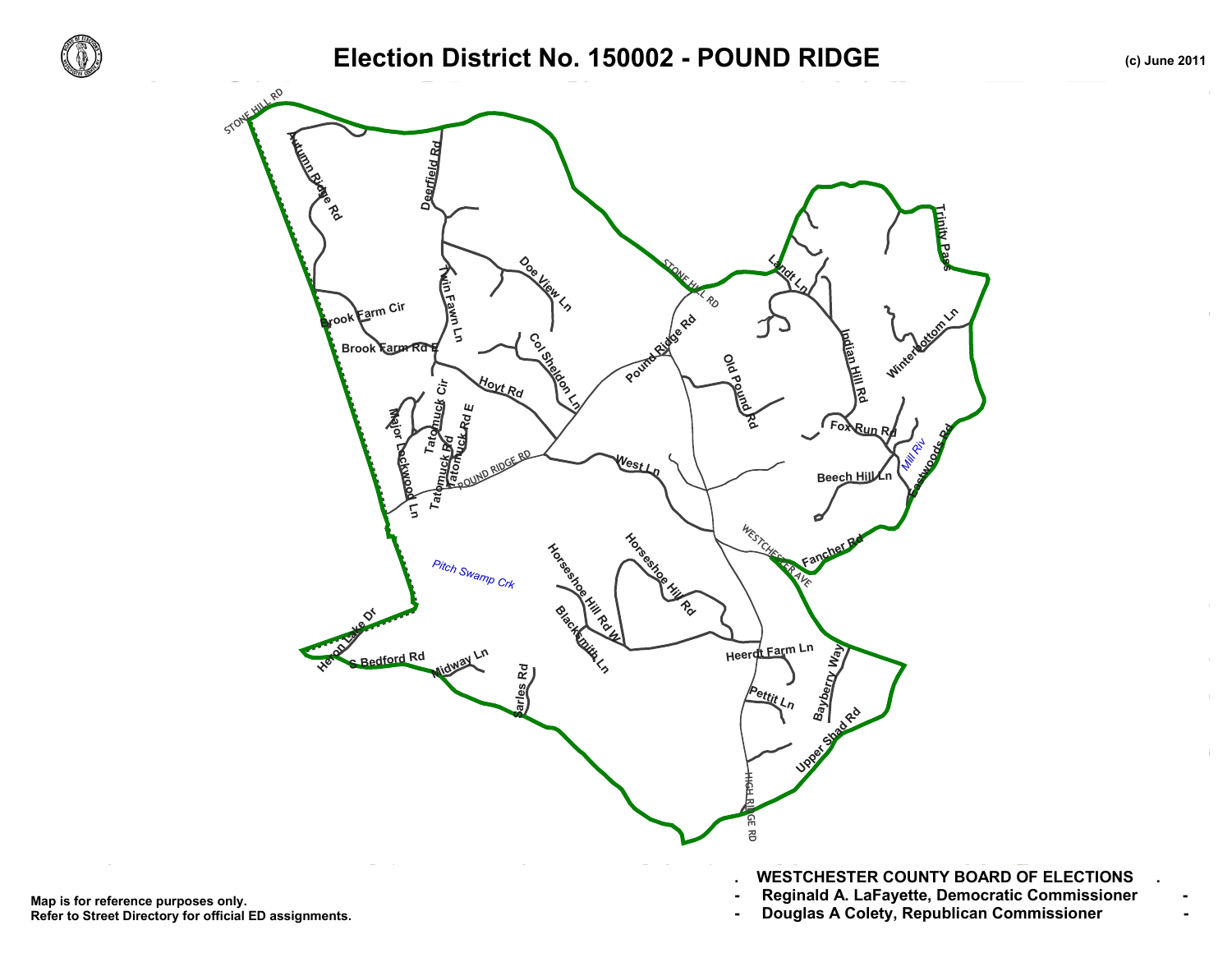# Election District No. 150002 - POUND RIDGE

(c) June 2011

Map is for reference purposes only.
Refer to Street Directory for official ED assignments.

**WESTCHESTER COUNTY BOARD OF ELECTIONS**

- **Reginald A. LaFayette, Democratic Commissioner**
- **Douglas A Colety, Republican Commissioner**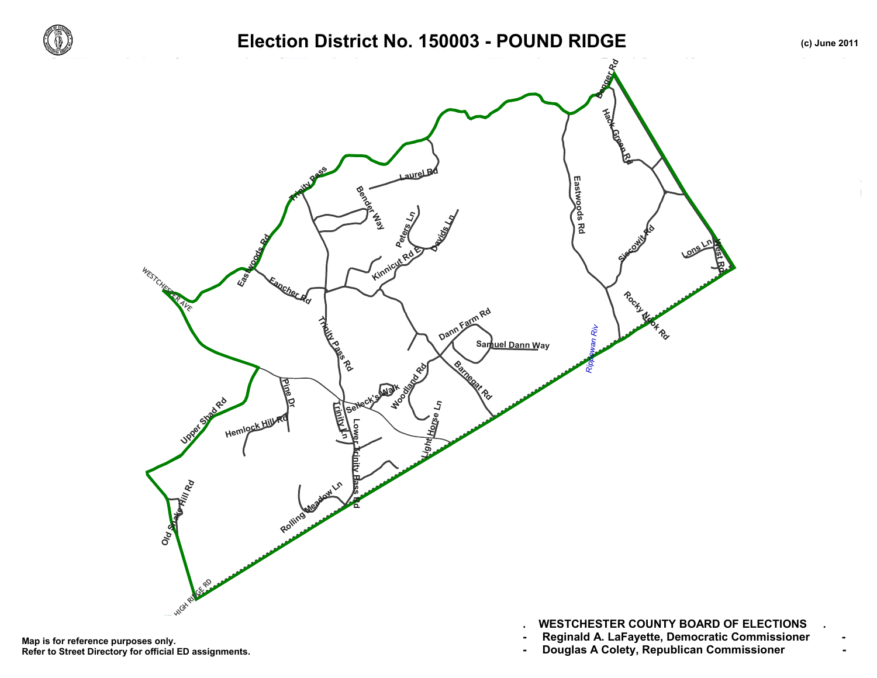# Election District No. 150003 - POUND RIDGE

(c) June 2011

Map is for reference purposes only.
Refer to Street Directory for official ED assignments.

**WESTCHESTER COUNTY BOARD OF ELECTIONS**

- **Reginald A. LaFayette, Democratic Commissioner**
- **Douglas A Colety, Republican Commissioner**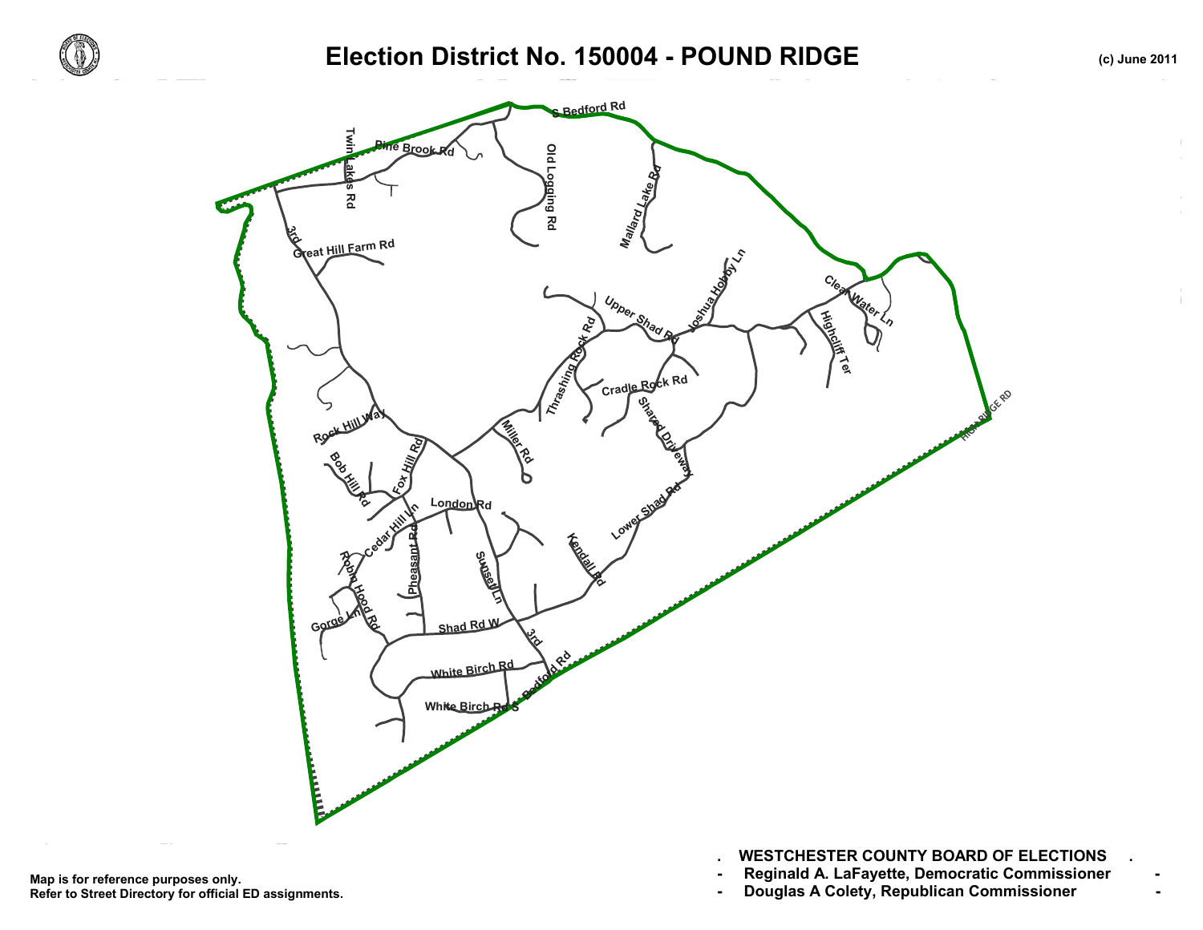# Election District No. 150004 - POUND RIDGE

(c) June 2011

S Bedford Rd
Pine Brook Rd
Twin Lakes Rd
Old Logging Rd
Mallard Lake Rd
3rd
Great Hill Farm Rd
Joshua Hobby Ln
Clear Water Ln
Upper Shad Rd
Highcliff Ter
Thrashing Rock Rd
Cradle Rock Rd
Shared Driveway
HIGH RIDGE RD
Rock Hill Way
Miller Rd
Bob Hill Rd
Fox Hill Rd
London Rd
Lower Shad Rd
Cedar Hill Ln
Kendall Rd
Robin Hood Rd
Pheasant Rd
Sussex Ln
Gorge Ln
Shad Rd W
3rd
White Birch Rd
S Bedford Rd
White Birch Rd S

Map is for reference purposes only.
Refer to Street Directory for official ED assignments.

**WESTCHESTER COUNTY BOARD OF ELECTIONS**
**Reginald A. LaFayette, Democratic Commissioner**
**Douglas A Colety, Republican Commissioner**